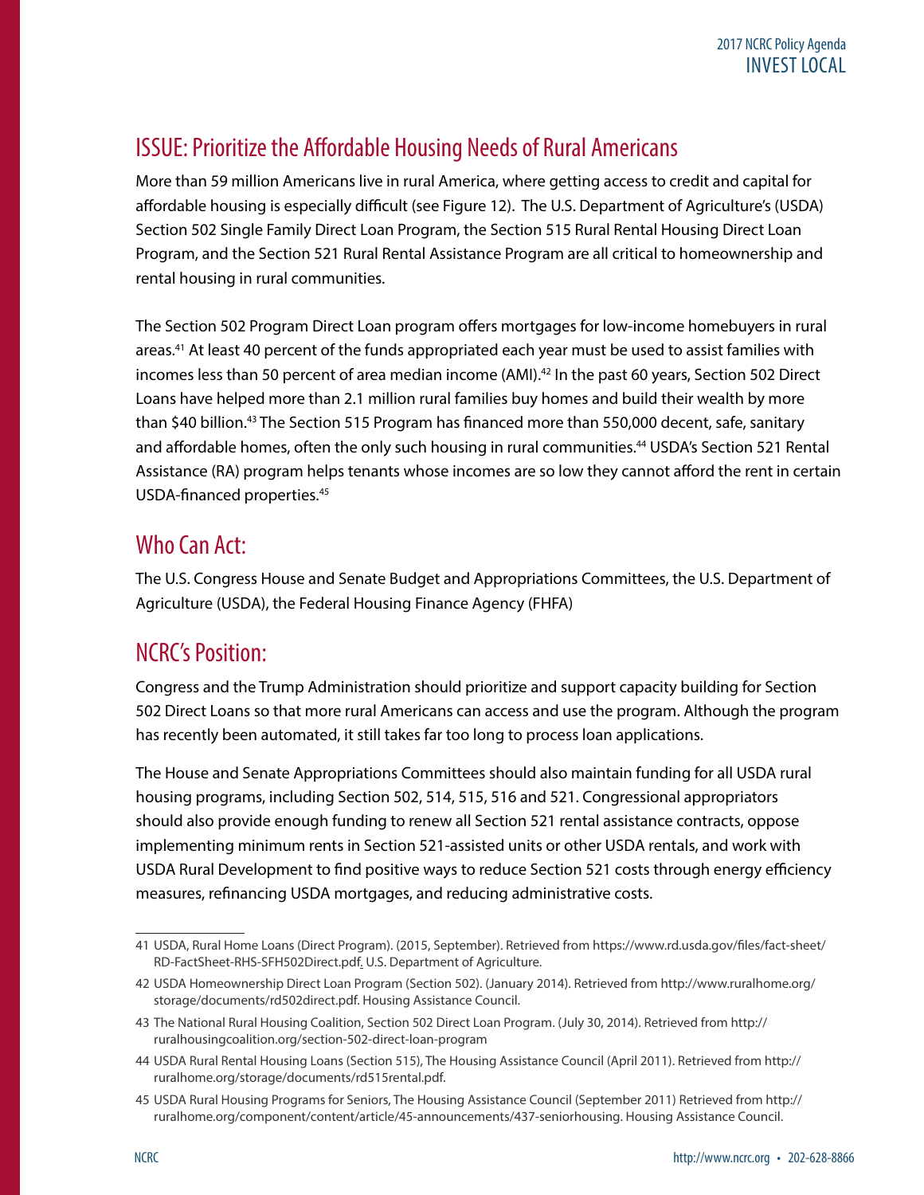## ISSUE: Prioritize the Affordable Housing Needs of Rural Americans

More than 59 million Americans live in rural America, where getting access to credit and capital for affordable housing is especially difficult (see Figure 12). The U.S. Department of Agriculture's (USDA) Section 502 Single Family Direct Loan Program, the Section 515 Rural Rental Housing Direct Loan Program, and the Section 521 Rural Rental Assistance Program are all critical to homeownership and rental housing in rural communities.

The Section 502 Program Direct Loan program offers mortgages for low-income homebuyers in rural areas.[41] At least 40 percent of the funds appropriated each year must be used to assist families with incomes less than 50 percent of area median income (AMI).[42] In the past 60 years, Section 502 Direct Loans have helped more than 2.1 million rural families buy homes and build their wealth by more than $40 billion.[43] The Section 515 Program has financed more than 550,000 decent, safe, sanitary and affordable homes, often the only such housing in rural communities.[44] USDA's Section 521 Rental Assistance (RA) program helps tenants whose incomes are so low they cannot afford the rent in certain USDA-financed properties.[45]

## Who Can Act:

The U.S. Congress House and Senate Budget and Appropriations Committees, the U.S. Department of Agriculture (USDA), the Federal Housing Finance Agency (FHFA)

## NCRC's Position:

Congress and the Trump Administration should prioritize and support capacity building for Section 502 Direct Loans so that more rural Americans can access and use the program. Although the program has recently been automated, it still takes far too long to process loan applications.

The House and Senate Appropriations Committees should also maintain funding for all USDA rural housing programs, including Section 502, 514, 515, 516 and 521. Congressional appropriators should also provide enough funding to renew all Section 521 rental assistance contracts, oppose implementing minimum rents in Section 521-assisted units or other USDA rentals, and work with USDA Rural Development to find positive ways to reduce Section 521 costs through energy efficiency measures, refinancing USDA mortgages, and reducing administrative costs.

---

41 USDA, Rural Home Loans (Direct Program). (2015, September). Retrieved from https://www.rd.usda.gov/files/fact-sheet/RD-FactSheet-RHS-SFH502Direct.pdf. U.S. Department of Agriculture.

42 USDA Homeownership Direct Loan Program (Section 502). (January 2014). Retrieved from http://www.ruralhome.org/storage/documents/rd502direct.pdf. Housing Assistance Council.

43 The National Rural Housing Coalition, Section 502 Direct Loan Program. (July 30, 2014). Retrieved from http://ruralhousingcoalition.org/section-502-direct-loan-program

44 USDA Rural Rental Housing Loans (Section 515), The Housing Assistance Council (April 2011). Retrieved from http://ruralhome.org/storage/documents/rd515rental.pdf.

45 USDA Rural Housing Programs for Seniors, The Housing Assistance Council (September 2011) Retrieved from http://ruralhome.org/component/content/article/45-announcements/437-seniorhousing. Housing Assistance Council.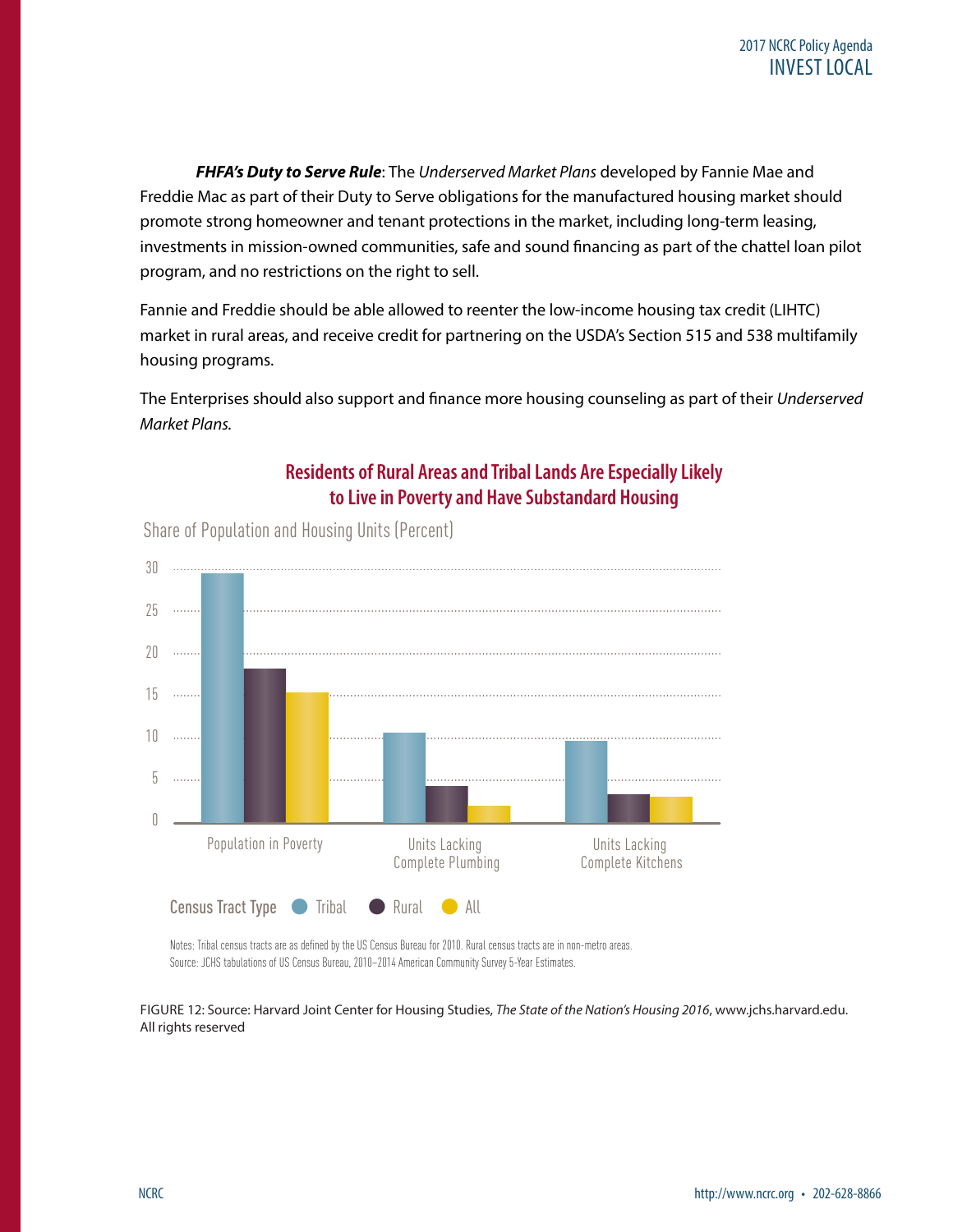***FHFA's Duty to Serve Rule***: The *Underserved Market Plans* developed by Fannie Mae and Freddie Mac as part of their Duty to Serve obligations for the manufactured housing market should promote strong homeowner and tenant protections in the market, including long-term leasing, investments in mission-owned communities, safe and sound financing as part of the chattel loan pilot program, and no restrictions on the right to sell.

Fannie and Freddie should be able allowed to reenter the low-income housing tax credit (LIHTC) market in rural areas, and receive credit for partnering on the USDA's Section 515 and 538 multifamily housing programs.

The Enterprises should also support and finance more housing counseling as part of their *Underserved Market Plans.*

**Residents of Rural Areas and Tribal Lands Are Especially Likely to Live in Poverty and Have Substandard Housing**

Share of Population and Housing Units (Percent)

30
25
20
15
10
5
0

Population in Poverty
Units Lacking Complete Plumbing
Units Lacking Complete Kitchens

Census Tract Type
Tribal
Rural
All

Notes: Tribal census tracts are as defined by the US Census Bureau for 2010. Rural census tracts are in non-metro areas.
Source: JCHS tabulations of US Census Bureau, 2010–2014 American Community Survey 5-Year Estimates.

FIGURE 12: Source: Harvard Joint Center for Housing Studies, *The State of the Nation's Housing 2016*, www.jchs.harvard.edu. All rights reserved